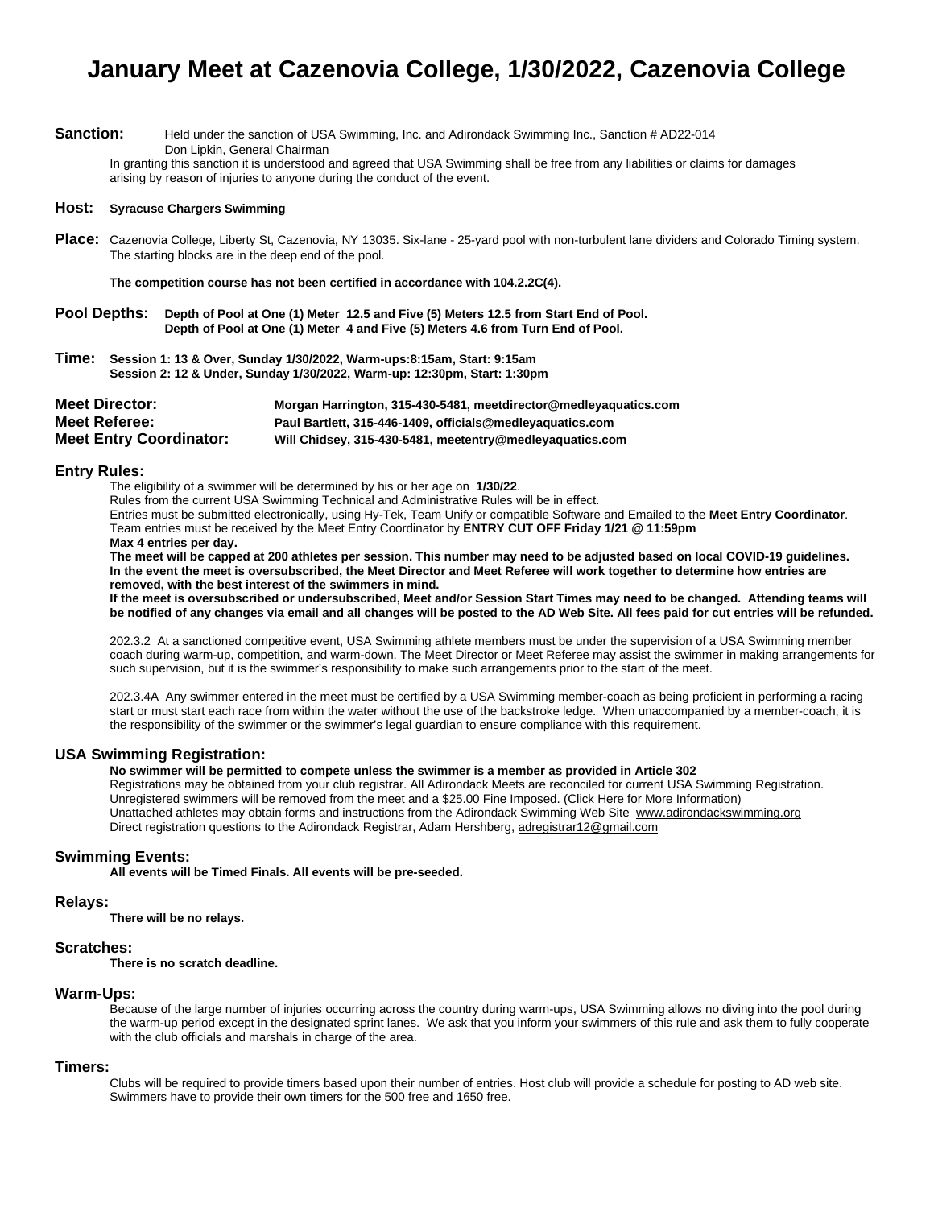# January Meet at Cazenovia College, 1/30/2022, Cazenovia College

**Sanction:** Held under the sanction of USA Swimming, Inc. and Adirondack Swimming Inc., Sanction # AD22-014
Don Lipkin, General Chairman
In granting this sanction it is understood and agreed that USA Swimming shall be free from any liabilities or claims for damages arising by reason of injuries to anyone during the conduct of the event.

**Host:** **Syracuse Chargers Swimming**

**Place:** Cazenovia College, Liberty St, Cazenovia, NY 13035. Six-lane - 25-yard pool with non-turbulent lane dividers and Colorado Timing system. The starting blocks are in the deep end of the pool.

**The competition course has not been certified in accordance with 104.2.2C(4).**

**Pool Depths:** **Depth of Pool at One (1) Meter 12.5 and Five (5) Meters 12.5 from Start End of Pool.**
**Depth of Pool at One (1) Meter 4 and Five (5) Meters 4.6 from Turn End of Pool.**

**Time:** **Session 1: 13 & Over, Sunday 1/30/2022, Warm-ups:8:15am, Start: 9:15am**
**Session 2: 12 & Under, Sunday 1/30/2022, Warm-up: 12:30pm, Start: 1:30pm**

**Meet Director:** **Morgan Harrington, 315-430-5481, meetdirector@medleyaquatics.com**
**Meet Referee:** **Paul Bartlett, 315-446-1409, officials@medleyaquatics.com**
**Meet Entry Coordinator:** **Will Chidsey, 315-430-5481, meetentry@medleyaquatics.com**

## Entry Rules:

The eligibility of a swimmer will be determined by his or her age on **1/30/22**.
Rules from the current USA Swimming Technical and Administrative Rules will be in effect.
Entries must be submitted electronically, using Hy-Tek, Team Unify or compatible Software and Emailed to the **Meet Entry Coordinator**.
Team entries must be received by the Meet Entry Coordinator by **ENTRY CUT OFF Friday 1/21 @ 11:59pm**
**Max 4 entries per day.**
**The meet will be capped at 200 athletes per session. This number may need to be adjusted based on local COVID-19 guidelines. In the event the meet is oversubscribed, the Meet Director and Meet Referee will work together to determine how entries are removed, with the best interest of the swimmers in mind.**
**If the meet is oversubscribed or undersubscribed, Meet and/or Session Start Times may need to be changed. Attending teams will be notified of any changes via email and all changes will be posted to the AD Web Site. All fees paid for cut entries will be refunded.**

202.3.2 At a sanctioned competitive event, USA Swimming athlete members must be under the supervision of a USA Swimming member coach during warm-up, competition, and warm-down. The Meet Director or Meet Referee may assist the swimmer in making arrangements for such supervision, but it is the swimmer's responsibility to make such arrangements prior to the start of the meet.

202.3.4A Any swimmer entered in the meet must be certified by a USA Swimming member-coach as being proficient in performing a racing start or must start each race from within the water without the use of the backstroke ledge. When unaccompanied by a member-coach, it is the responsibility of the swimmer or the swimmer's legal guardian to ensure compliance with this requirement.

## USA Swimming Registration:

**No swimmer will be permitted to compete unless the swimmer is a member as provided in Article 302**
Registrations may be obtained from your club registrar. All Adirondack Meets are reconciled for current USA Swimming Registration. Unregistered swimmers will be removed from the meet and a $25.00 Fine Imposed. (Click Here for More Information)
Unattached athletes may obtain forms and instructions from the Adirondack Swimming Web Site www.adirondackswimming.org
Direct registration questions to the Adirondack Registrar, Adam Hershberg, adregistrar12@gmail.com

## Swimming Events:

**All events will be Timed Finals. All events will be pre-seeded.**

## Relays:

**There will be no relays.**

## Scratches:

**There is no scratch deadline.**

## Warm-Ups:

Because of the large number of injuries occurring across the country during warm-ups, USA Swimming allows no diving into the pool during the warm-up period except in the designated sprint lanes. We ask that you inform your swimmers of this rule and ask them to fully cooperate with the club officials and marshals in charge of the area.

## Timers:

Clubs will be required to provide timers based upon their number of entries. Host club will provide a schedule for posting to AD web site. Swimmers have to provide their own timers for the 500 free and 1650 free.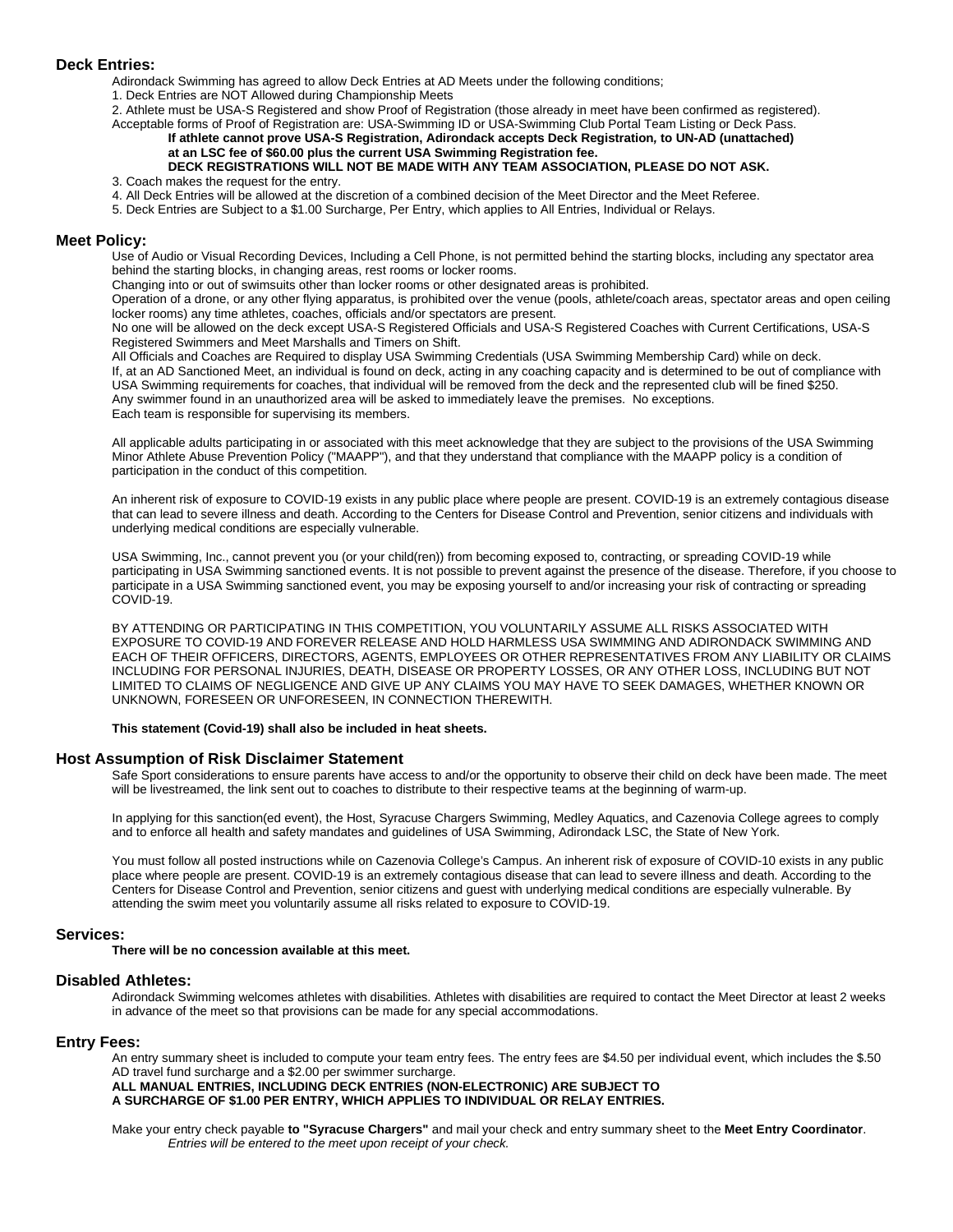## Deck Entries:

Adirondack Swimming has agreed to allow Deck Entries at AD Meets under the following conditions;

1. Deck Entries are NOT Allowed during Championship Meets
2. Athlete must be USA-S Registered and show Proof of Registration (those already in meet have been confirmed as registered).

Acceptable forms of Proof of Registration are: USA-Swimming ID or USA-Swimming Club Portal Team Listing or Deck Pass.

**If athlete cannot prove USA-S Registration, Adirondack accepts Deck Registration, to UN-AD (unattached) at an LSC fee of $60.00 plus the current USA Swimming Registration fee.**

**DECK REGISTRATIONS WILL NOT BE MADE WITH ANY TEAM ASSOCIATION, PLEASE DO NOT ASK.**

3. Coach makes the request for the entry.
4. All Deck Entries will be allowed at the discretion of a combined decision of the Meet Director and the Meet Referee.
5. Deck Entries are Subject to a $1.00 Surcharge, Per Entry, which applies to All Entries, Individual or Relays.

## Meet Policy:

Use of Audio or Visual Recording Devices, Including a Cell Phone, is not permitted behind the starting blocks, including any spectator area behind the starting blocks, in changing areas, rest rooms or locker rooms.

Changing into or out of swimsuits other than locker rooms or other designated areas is prohibited.

Operation of a drone, or any other flying apparatus, is prohibited over the venue (pools, athlete/coach areas, spectator areas and open ceiling locker rooms) any time athletes, coaches, officials and/or spectators are present.

No one will be allowed on the deck except USA-S Registered Officials and USA-S Registered Coaches with Current Certifications, USA-S Registered Swimmers and Meet Marshalls and Timers on Shift.

All Officials and Coaches are Required to display USA Swimming Credentials (USA Swimming Membership Card) while on deck.

If, at an AD Sanctioned Meet, an individual is found on deck, acting in any coaching capacity and is determined to be out of compliance with USA Swimming requirements for coaches, that individual will be removed from the deck and the represented club will be fined $250.

Any swimmer found in an unauthorized area will be asked to immediately leave the premises. No exceptions.

Each team is responsible for supervising its members.

All applicable adults participating in or associated with this meet acknowledge that they are subject to the provisions of the USA Swimming Minor Athlete Abuse Prevention Policy ("MAAPP"), and that they understand that compliance with the MAAPP policy is a condition of participation in the conduct of this competition.

An inherent risk of exposure to COVID-19 exists in any public place where people are present. COVID-19 is an extremely contagious disease that can lead to severe illness and death. According to the Centers for Disease Control and Prevention, senior citizens and individuals with underlying medical conditions are especially vulnerable.

USA Swimming, Inc., cannot prevent you (or your child(ren)) from becoming exposed to, contracting, or spreading COVID-19 while participating in USA Swimming sanctioned events. It is not possible to prevent against the presence of the disease. Therefore, if you choose to participate in a USA Swimming sanctioned event, you may be exposing yourself to and/or increasing your risk of contracting or spreading COVID-19.

BY ATTENDING OR PARTICIPATING IN THIS COMPETITION, YOU VOLUNTARILY ASSUME ALL RISKS ASSOCIATED WITH EXPOSURE TO COVID-19 AND FOREVER RELEASE AND HOLD HARMLESS USA SWIMMING AND ADIRONDACK SWIMMING AND EACH OF THEIR OFFICERS, DIRECTORS, AGENTS, EMPLOYEES OR OTHER REPRESENTATIVES FROM ANY LIABILITY OR CLAIMS INCLUDING FOR PERSONAL INJURIES, DEATH, DISEASE OR PROPERTY LOSSES, OR ANY OTHER LOSS, INCLUDING BUT NOT LIMITED TO CLAIMS OF NEGLIGENCE AND GIVE UP ANY CLAIMS YOU MAY HAVE TO SEEK DAMAGES, WHETHER KNOWN OR UNKNOWN, FORESEEN OR UNFORESEEN, IN CONNECTION THEREWITH.

**This statement (Covid-19) shall also be included in heat sheets.**

## Host Assumption of Risk Disclaimer Statement

Safe Sport considerations to ensure parents have access to and/or the opportunity to observe their child on deck have been made. The meet will be livestreamed, the link sent out to coaches to distribute to their respective teams at the beginning of warm-up.

In applying for this sanction(ed event), the Host, Syracuse Chargers Swimming, Medley Aquatics, and Cazenovia College agrees to comply and to enforce all health and safety mandates and guidelines of USA Swimming, Adirondack LSC, the State of New York.

You must follow all posted instructions while on Cazenovia College's Campus. An inherent risk of exposure of COVID-10 exists in any public place where people are present. COVID-19 is an extremely contagious disease that can lead to severe illness and death. According to the Centers for Disease Control and Prevention, senior citizens and guest with underlying medical conditions are especially vulnerable. By attending the swim meet you voluntarily assume all risks related to exposure to COVID-19.

## Services:

**There will be no concession available at this meet.**

## Disabled Athletes:

Adirondack Swimming welcomes athletes with disabilities. Athletes with disabilities are required to contact the Meet Director at least 2 weeks in advance of the meet so that provisions can be made for any special accommodations.

## Entry Fees:

An entry summary sheet is included to compute your team entry fees. The entry fees are $4.50 per individual event, which includes the $.50 AD travel fund surcharge and a $2.00 per swimmer surcharge.

**ALL MANUAL ENTRIES, INCLUDING DECK ENTRIES (NON-ELECTRONIC) ARE SUBJECT TO A SURCHARGE OF $1.00 PER ENTRY, WHICH APPLIES TO INDIVIDUAL OR RELAY ENTRIES.**

Make your entry check payable **to "Syracuse Chargers"** and mail your check and entry summary sheet to the **Meet Entry Coordinator**.

*Entries will be entered to the meet upon receipt of your check.*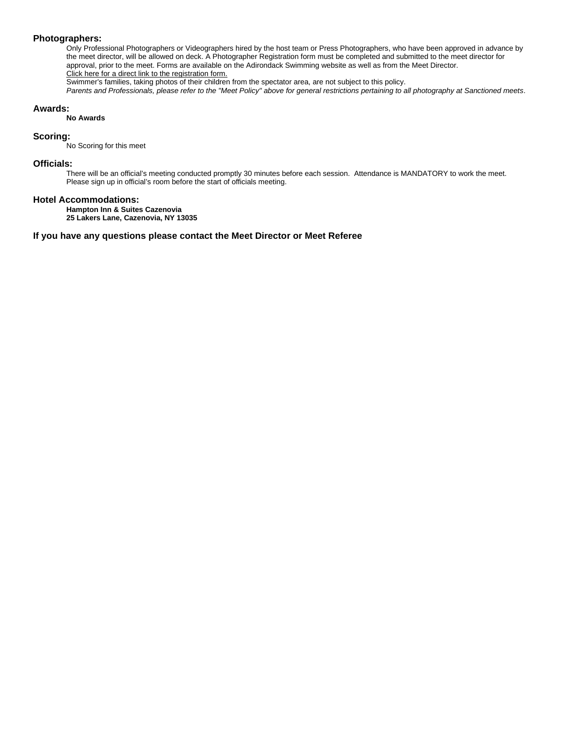## Photographers:

Only Professional Photographers or Videographers hired by the host team or Press Photographers, who have been approved in advance by the meet director, will be allowed on deck. A Photographer Registration form must be completed and submitted to the meet director for approval, prior to the meet. Forms are available on the Adirondack Swimming website as well as from the Meet Director.
Click here for a direct link to the registration form.
Swimmer's families, taking photos of their children from the spectator area, are not subject to this policy.
*Parents and Professionals, please refer to the "Meet Policy" above for general restrictions pertaining to all photography at Sanctioned meets.*

## Awards:

**No Awards**

## Scoring:

No Scoring for this meet

## Officials:

There will be an official's meeting conducted promptly 30 minutes before each session. Attendance is MANDATORY to work the meet. Please sign up in official's room before the start of officials meeting.

## Hotel Accommodations:

**Hampton Inn & Suites Cazenovia**
**25 Lakers Lane, Cazenovia, NY 13035**

### If you have any questions please contact the Meet Director or Meet Referee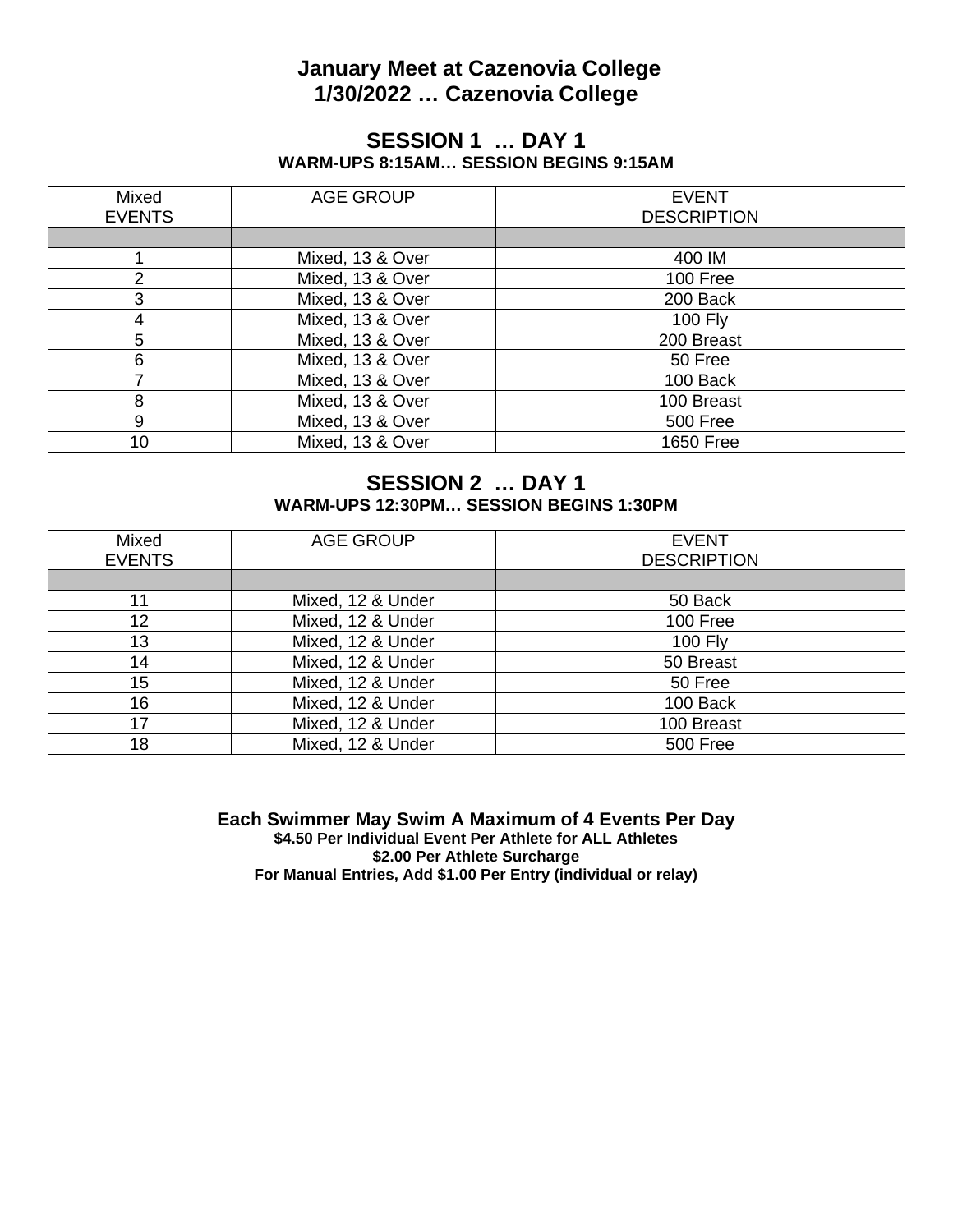# January Meet at Cazenovia College
# 1/30/2022 … Cazenovia College

## SESSION 1 … DAY 1

**WARM-UPS 8:15AM… SESSION BEGINS 9:15AM**

| Mixed EVENTS | AGE GROUP | EVENT DESCRIPTION |
|---|---|---|
| | | |
| 1 | Mixed, 13 & Over | 400 IM |
| 2 | Mixed, 13 & Over | 100 Free |
| 3 | Mixed, 13 & Over | 200 Back |
| 4 | Mixed, 13 & Over | 100 Fly |
| 5 | Mixed, 13 & Over | 200 Breast |
| 6 | Mixed, 13 & Over | 50 Free |
| 7 | Mixed, 13 & Over | 100 Back |
| 8 | Mixed, 13 & Over | 100 Breast |
| 9 | Mixed, 13 & Over | 500 Free |
| 10 | Mixed, 13 & Over | 1650 Free |

## SESSION 2 … DAY 1

**WARM-UPS 12:30PM… SESSION BEGINS 1:30PM**

| Mixed EVENTS | AGE GROUP | EVENT DESCRIPTION |
|---|---|---|
| | | |
| 11 | Mixed, 12 & Under | 50 Back |
| 12 | Mixed, 12 & Under | 100 Free |
| 13 | Mixed, 12 & Under | 100 Fly |
| 14 | Mixed, 12 & Under | 50 Breast |
| 15 | Mixed, 12 & Under | 50 Free |
| 16 | Mixed, 12 & Under | 100 Back |
| 17 | Mixed, 12 & Under | 100 Breast |
| 18 | Mixed, 12 & Under | 500 Free |

**Each Swimmer May Swim A Maximum of 4 Events Per Day**

**$4.50 Per Individual Event Per Athlete for ALL Athletes**

**$2.00 Per Athlete Surcharge**

**For Manual Entries, Add $1.00 Per Entry (individual or relay)**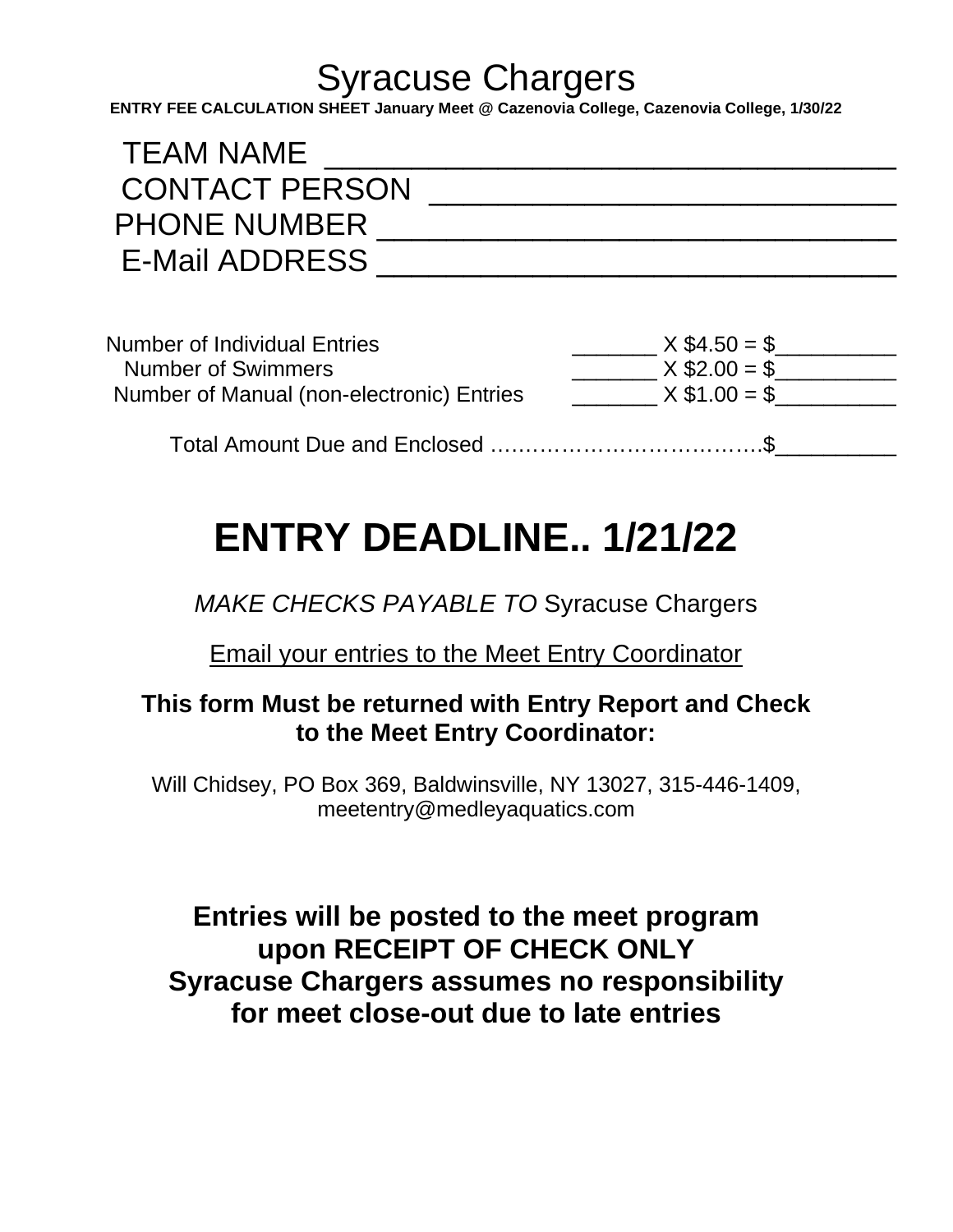# Syracuse Chargers

**ENTRY FEE CALCULATION SHEET January Meet @ Cazenovia College, Cazenovia College, 1/30/22**

TEAM NAME ________________________________

CONTACT PERSON ___________________________

PHONE NUMBER _____________________________

E-Mail ADDRESS ____________________________

| | |
|---|---|
| Number of Individual Entries | _______ X $4.50 = $__________ |
| Number of Swimmers | _______ X $2.00 = $__________ |
| Number of Manual (non-electronic) Entries | _______ X $1.00 = $__________ |

Total Amount Due and Enclosed ……………………………….$__________

# ENTRY DEADLINE.. 1/21/22

*MAKE CHECKS PAYABLE TO* Syracuse Chargers

Email your entries to the Meet Entry Coordinator

**This form Must be returned with Entry Report and Check to the Meet Entry Coordinator:**

Will Chidsey, PO Box 369, Baldwinsville, NY 13027, 315-446-1409, meetentry@medleyaquatics.com

**Entries will be posted to the meet program upon RECEIPT OF CHECK ONLY Syracuse Chargers assumes no responsibility for meet close-out due to late entries**